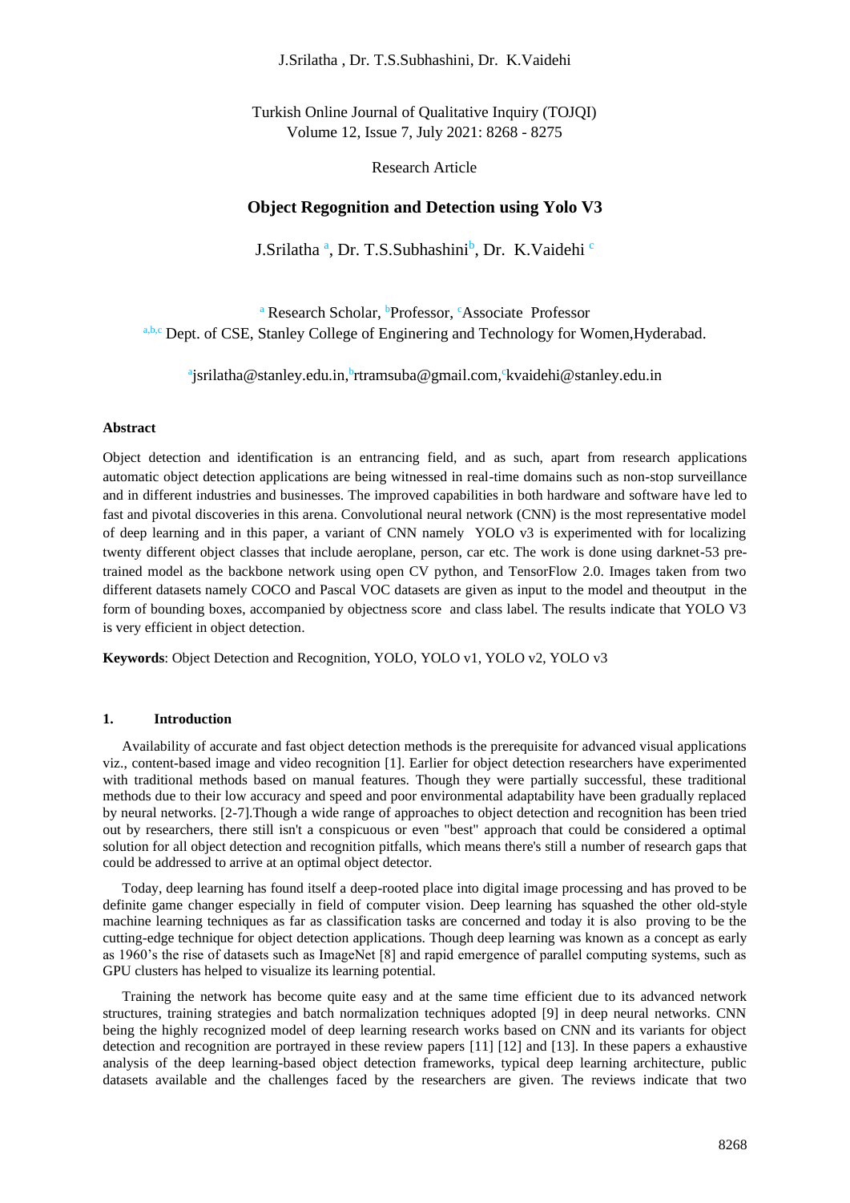# Object Regognition and Detection using Yolo V3

J.Srilatha [a], Dr. T.S.Subhashini[b], Dr. K.Vaidehi [c]

[a] Research Scholar, [b]Professor, [c]Associate Professor

[a,b,c] Dept. of CSE, Stanley College of Enginering and Technology for Women,Hyderabad.

[a]jsrilatha@stanley.edu.in,[b]rtramsuba@gmail.com,[c]kvaidehi@stanley.edu.in

### Abstract

Object detection and identification is an entrancing field, and as such, apart from research applications automatic object detection applications are being witnessed in real-time domains such as non-stop surveillance and in different industries and businesses. The improved capabilities in both hardware and software have led to fast and pivotal discoveries in this arena. Convolutional neural network (CNN) is the most representative model of deep learning and in this paper, a variant of CNN namely YOLO v3 is experimented with for localizing twenty different object classes that include aeroplane, person, car etc. The work is done using darknet-53 pre-trained model as the backbone network using open CV python, and TensorFlow 2.0. Images taken from two different datasets namely COCO and Pascal VOC datasets are given as input to the model and theoutput in the form of bounding boxes, accompanied by objectness score and class label. The results indicate that YOLO V3 is very efficient in object detection.

**Keywords**: Object Detection and Recognition, YOLO, YOLO v1, YOLO v2, YOLO v3

## 1. Introduction

Availability of accurate and fast object detection methods is the prerequisite for advanced visual applications viz., content-based image and video recognition [1]. Earlier for object detection researchers have experimented with traditional methods based on manual features. Though they were partially successful, these traditional methods due to their low accuracy and speed and poor environmental adaptability have been gradually replaced by neural networks. [2-7].Though a wide range of approaches to object detection and recognition has been tried out by researchers, there still isn't a conspicuous or even "best" approach that could be considered a optimal solution for all object detection and recognition pitfalls, which means there's still a number of research gaps that could be addressed to arrive at an optimal object detector.

Today, deep learning has found itself a deep-rooted place into digital image processing and has proved to be definite game changer especially in field of computer vision. Deep learning has squashed the other old-style machine learning techniques as far as classification tasks are concerned and today it is also proving to be the cutting-edge technique for object detection applications. Though deep learning was known as a concept as early as 1960's the rise of datasets such as ImageNet [8] and rapid emergence of parallel computing systems, such as GPU clusters has helped to visualize its learning potential.

Training the network has become quite easy and at the same time efficient due to its advanced network structures, training strategies and batch normalization techniques adopted [9] in deep neural networks. CNN being the highly recognized model of deep learning research works based on CNN and its variants for object detection and recognition are portrayed in these review papers [11] [12] and [13]. In these papers a exhaustive analysis of the deep learning-based object detection frameworks, typical deep learning architecture, public datasets available and the challenges faced by the researchers are given. The reviews indicate that two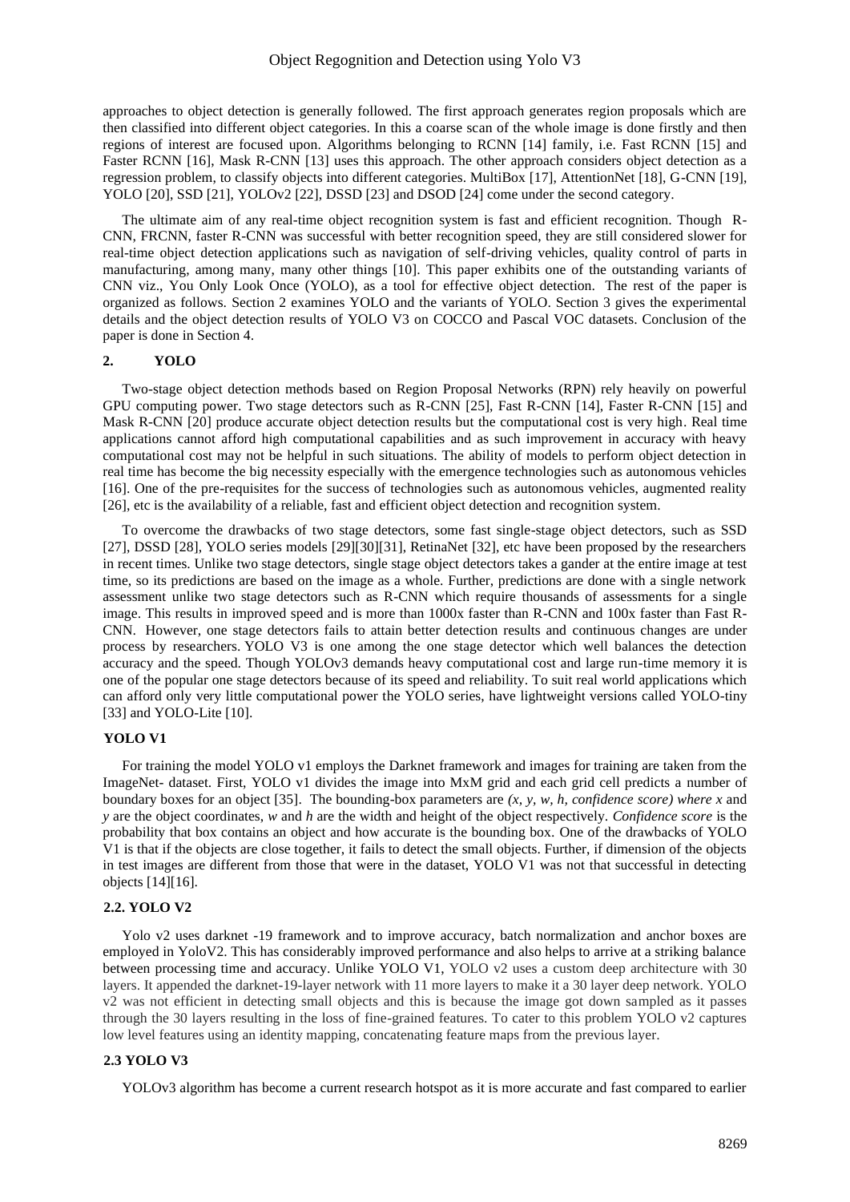approaches to object detection is generally followed. The first approach generates region proposals which are then classified into different object categories. In this a coarse scan of the whole image is done firstly and then regions of interest are focused upon. Algorithms belonging to RCNN [14] family, i.e. Fast RCNN [15] and Faster RCNN [16], Mask R-CNN [13] uses this approach. The other approach considers object detection as a regression problem, to classify objects into different categories. MultiBox [17], AttentionNet [18], G-CNN [19], YOLO [20], SSD [21], YOLOv2 [22], DSSD [23] and DSOD [24] come under the second category.

The ultimate aim of any real-time object recognition system is fast and efficient recognition. Though R-CNN, FRCNN, faster R-CNN was successful with better recognition speed, they are still considered slower for real-time object detection applications such as navigation of self-driving vehicles, quality control of parts in manufacturing, among many, many other things [10]. This paper exhibits one of the outstanding variants of CNN viz., You Only Look Once (YOLO), as a tool for effective object detection. The rest of the paper is organized as follows. Section 2 examines YOLO and the variants of YOLO. Section 3 gives the experimental details and the object detection results of YOLO V3 on COCCO and Pascal VOC datasets. Conclusion of the paper is done in Section 4.

## 2. YOLO

Two-stage object detection methods based on Region Proposal Networks (RPN) rely heavily on powerful GPU computing power. Two stage detectors such as R-CNN [25], Fast R-CNN [14], Faster R-CNN [15] and Mask R-CNN [20] produce accurate object detection results but the computational cost is very high. Real time applications cannot afford high computational capabilities and as such improvement in accuracy with heavy computational cost may not be helpful in such situations. The ability of models to perform object detection in real time has become the big necessity especially with the emergence technologies such as autonomous vehicles [16]. One of the pre-requisites for the success of technologies such as autonomous vehicles, augmented reality [26], etc is the availability of a reliable, fast and efficient object detection and recognition system.

To overcome the drawbacks of two stage detectors, some fast single-stage object detectors, such as SSD [27], DSSD [28], YOLO series models [29][30][31], RetinaNet [32], etc have been proposed by the researchers in recent times. Unlike two stage detectors, single stage object detectors takes a gander at the entire image at test time, so its predictions are based on the image as a whole. Further, predictions are done with a single network assessment unlike two stage detectors such as R-CNN which require thousands of assessments for a single image. This results in improved speed and is more than 1000x faster than R-CNN and 100x faster than Fast R-CNN. However, one stage detectors fails to attain better detection results and continuous changes are under process by researchers. YOLO V3 is one among the one stage detector which well balances the detection accuracy and the speed. Though YOLOv3 demands heavy computational cost and large run-time memory it is one of the popular one stage detectors because of its speed and reliability. To suit real world applications which can afford only very little computational power the YOLO series, have lightweight versions called YOLO-tiny [33] and YOLO-Lite [10].

### YOLO V1

For training the model YOLO v1 employs the Darknet framework and images for training are taken from the ImageNet- dataset. First, YOLO v1 divides the image into MxM grid and each grid cell predicts a number of boundary boxes for an object [35]. The bounding-box parameters are *(x, y, w, h, confidence score) where x* and *y* are the object coordinates, *w* and *h* are the width and height of the object respectively. *Confidence score* is the probability that box contains an object and how accurate is the bounding box. One of the drawbacks of YOLO V1 is that if the objects are close together, it fails to detect the small objects. Further, if dimension of the objects in test images are different from those that were in the dataset, YOLO V1 was not that successful in detecting objects [14][16].

### 2.2. YOLO V2

Yolo v2 uses darknet -19 framework and to improve accuracy, batch normalization and anchor boxes are employed in YoloV2. This has considerably improved performance and also helps to arrive at a striking balance between processing time and accuracy. Unlike YOLO V1, YOLO v2 uses a custom deep architecture with 30 layers. It appended the darknet-19-layer network with 11 more layers to make it a 30 layer deep network. YOLO v2 was not efficient in detecting small objects and this is because the image got down sampled as it passes through the 30 layers resulting in the loss of fine-grained features. To cater to this problem YOLO v2 captures low level features using an identity mapping, concatenating feature maps from the previous layer.

### 2.3 YOLO V3

YOLOv3 algorithm has become a current research hotspot as it is more accurate and fast compared to earlier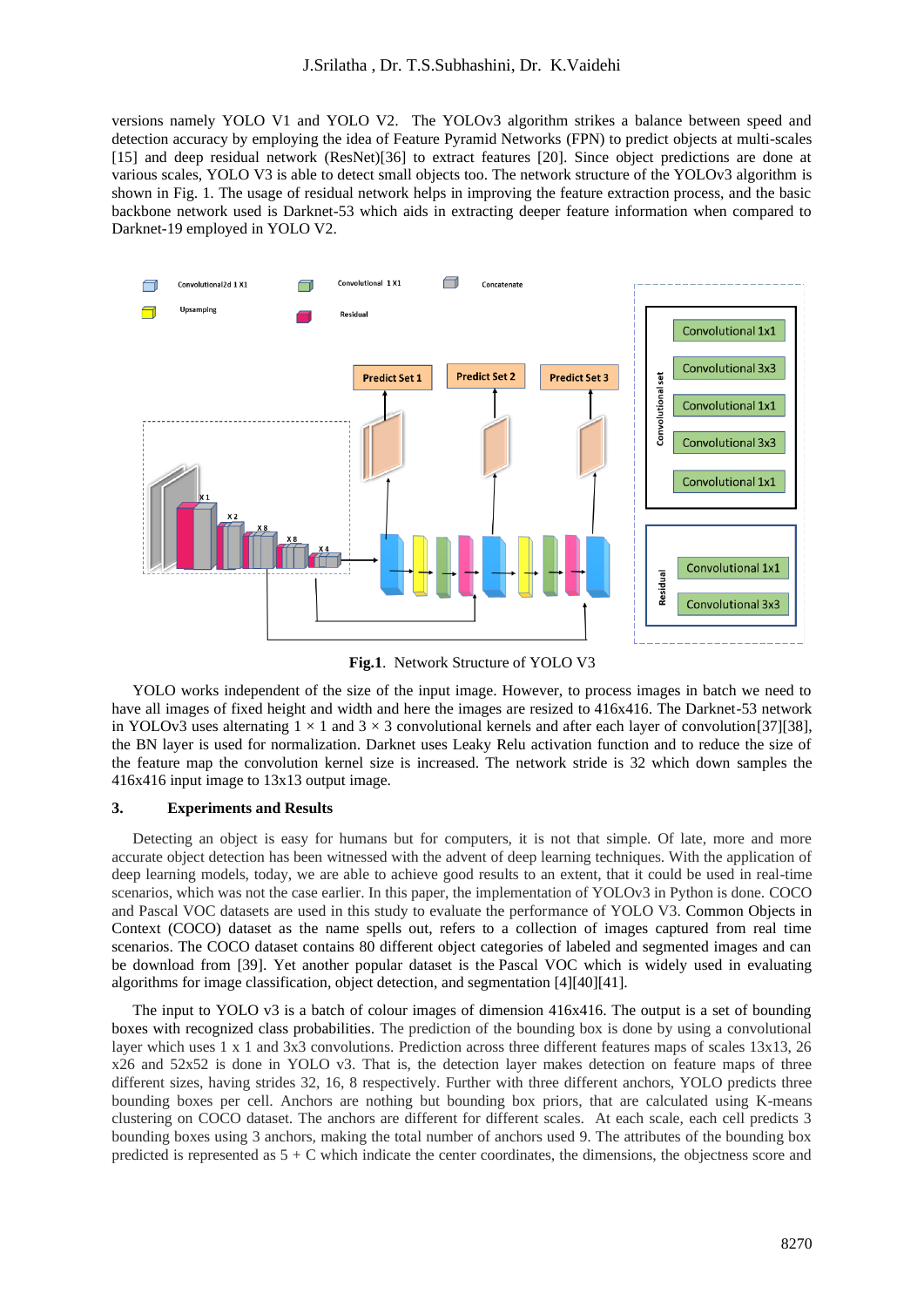versions namely YOLO V1 and YOLO V2. The YOLOv3 algorithm strikes a balance between speed and detection accuracy by employing the idea of Feature Pyramid Networks (FPN) to predict objects at multi-scales [15] and deep residual network (ResNet)[36] to extract features [20]. Since object predictions are done at various scales, YOLO V3 is able to detect small objects too. The network structure of the YOLOv3 algorithm is shown in Fig. 1. The usage of residual network helps in improving the feature extraction process, and the basic backbone network used is Darknet-53 which aids in extracting deeper feature information when compared to Darknet-19 employed in YOLO V2.

**Fig.1**. Network Structure of YOLO V3

YOLO works independent of the size of the input image. However, to process images in batch we need to have all images of fixed height and width and here the images are resized to 416x416. The Darknet-53 network in YOLOv3 uses alternating 1 × 1 and 3 × 3 convolutional kernels and after each layer of convolution[37][38], the BN layer is used for normalization. Darknet uses Leaky Relu activation function and to reduce the size of the feature map the convolution kernel size is increased. The network stride is 32 which down samples the 416x416 input image to 13x13 output image.

## 3. Experiments and Results

Detecting an object is easy for humans but for computers, it is not that simple. Of late, more and more accurate object detection has been witnessed with the advent of deep learning techniques. With the application of deep learning models, today, we are able to achieve good results to an extent, that it could be used in real-time scenarios, which was not the case earlier. In this paper, the implementation of YOLOv3 in Python is done. COCO and Pascal VOC datasets are used in this study to evaluate the performance of YOLO V3. Common Objects in Context (COCO) dataset as the name spells out, refers to a collection of images captured from real time scenarios. The COCO dataset contains 80 different object categories of labeled and segmented images and can be download from [39]. Yet another popular dataset is the Pascal VOC which is widely used in evaluating algorithms for image classification, object detection, and segmentation [4][40][41].

The input to YOLO v3 is a batch of colour images of dimension 416x416. The output is a set of bounding boxes with recognized class probabilities. The prediction of the bounding box is done by using a convolutional layer which uses 1 x 1 and 3x3 convolutions. Prediction across three different features maps of scales 13x13, 26 x26 and 52x52 is done in YOLO v3. That is, the detection layer makes detection on feature maps of three different sizes, having strides 32, 16, 8 respectively. Further with three different anchors, YOLO predicts three bounding boxes per cell. Anchors are nothing but bounding box priors, that are calculated using K-means clustering on COCO dataset. The anchors are different for different scales. At each scale, each cell predicts 3 bounding boxes using 3 anchors, making the total number of anchors used 9. The attributes of the bounding box predicted is represented as 5 + C which indicate the center coordinates, the dimensions, the objectness score and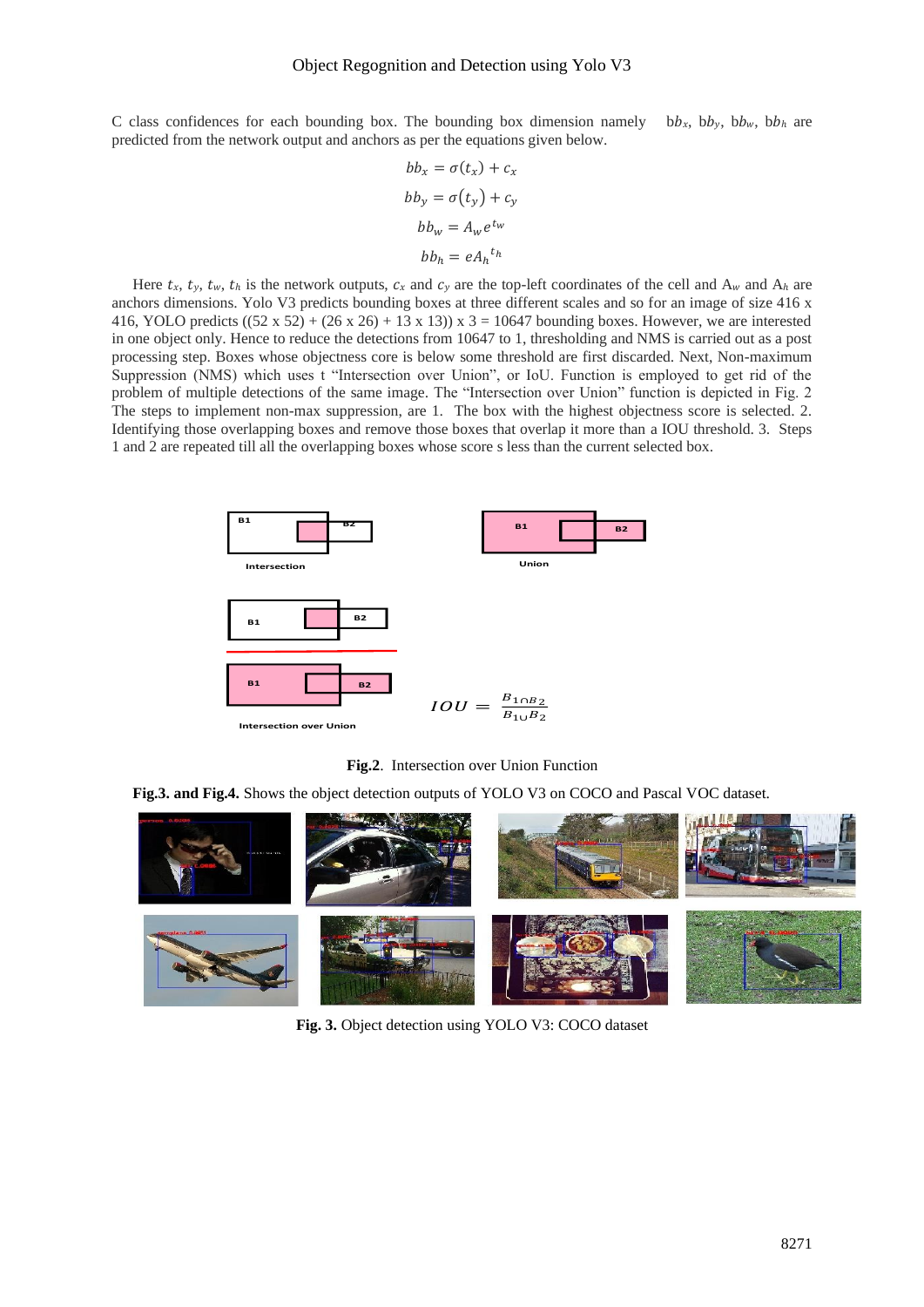C class confidences for each bounding box. The bounding box dimension namely $bb_x$, $bb_y$, $bb_w$, $bb_h$ are predicted from the network output and anchors as per the equations given below.

$$bb_x = \sigma(t_x) + c_x$$

$$bb_y = \sigma(t_y) + c_y$$

$$bb_w = A_w e^{t_w}$$

$$bb_h = eA_h{}^{t_h}$$

Here $t_x$, $t_y$, $t_w$, $t_h$ is the network outputs, $c_x$ and $c_y$ are the top-left coordinates of the cell and $A_w$ and $A_h$ are anchors dimensions. Yolo V3 predicts bounding boxes at three different scales and so for an image of size 416 x 416, YOLO predicts ((52 x 52) + (26 x 26) + 13 x 13)) x 3 = 10647 bounding boxes. However, we are interested in one object only. Hence to reduce the detections from 10647 to 1, thresholding and NMS is carried out as a post processing step. Boxes whose objectness core is below some threshold are first discarded. Next, Non-maximum Suppression (NMS) which uses t "Intersection over Union", or IoU. Function is employed to get rid of the problem of multiple detections of the same image. The "Intersection over Union" function is depicted in Fig. 2 The steps to implement non-max suppression, are 1. The box with the highest objectness score is selected. 2. Identifying those overlapping boxes and remove those boxes that overlap it more than a IOU threshold. 3. Steps 1 and 2 are repeated till all the overlapping boxes whose score s less than the current selected box.

$$IOU = \frac{B_1 \cap B_2}{B_1 \cup B_2}$$

**Fig.2**. Intersection over Union Function

**Fig.3. and Fig.4.** Shows the object detection outputs of YOLO V3 on COCO and Pascal VOC dataset.

**Fig. 3.** Object detection using YOLO V3: COCO dataset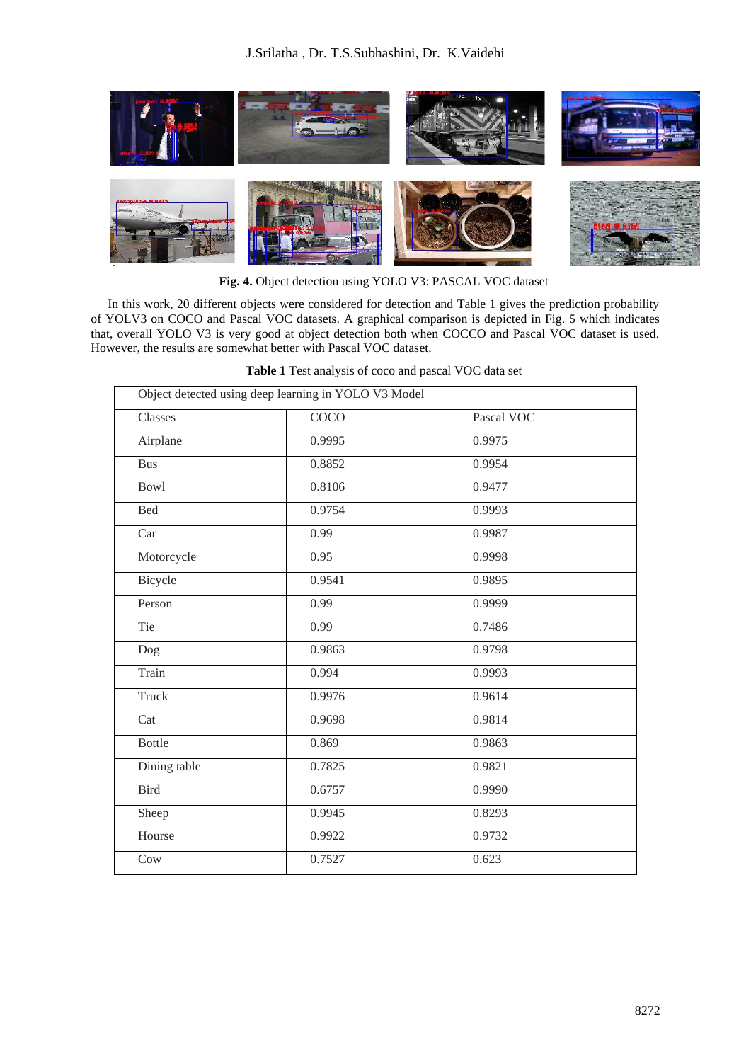**Fig. 4.** Object detection using YOLO V3: PASCAL VOC dataset

In this work, 20 different objects were considered for detection and Table 1 gives the prediction probability of YOLV3 on COCO and Pascal VOC datasets. A graphical comparison is depicted in Fig. 5 which indicates that, overall YOLO V3 is very good at object detection both when COCCO and Pascal VOC dataset is used. However, the results are somewhat better with Pascal VOC dataset.

**Table 1** Test analysis of coco and pascal VOC data set

| Object detected using deep learning in YOLO V3 Model | | |
|---|---|---|
| Classes | COCO | Pascal VOC |
| Airplane | 0.9995 | 0.9975 |
| Bus | 0.8852 | 0.9954 |
| Bowl | 0.8106 | 0.9477 |
| Bed | 0.9754 | 0.9993 |
| Car | 0.99 | 0.9987 |
| Motorcycle | 0.95 | 0.9998 |
| Bicycle | 0.9541 | 0.9895 |
| Person | 0.99 | 0.9999 |
| Tie | 0.99 | 0.7486 |
| Dog | 0.9863 | 0.9798 |
| Train | 0.994 | 0.9993 |
| Truck | 0.9976 | 0.9614 |
| Cat | 0.9698 | 0.9814 |
| Bottle | 0.869 | 0.9863 |
| Dining table | 0.7825 | 0.9821 |
| Bird | 0.6757 | 0.9990 |
| Sheep | 0.9945 | 0.8293 |
| Hourse | 0.9922 | 0.9732 |
| Cow | 0.7527 | 0.623 |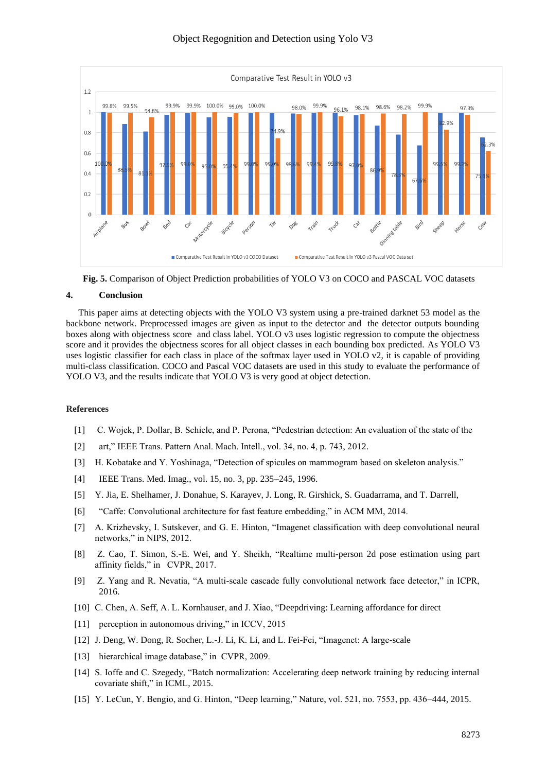Fig. 5. Comparison of Object Prediction probabilities of YOLO V3 on COCO and PASCAL VOC datasets

## 4. Conclusion

This paper aims at detecting objects with the YOLO V3 system using a pre-trained darknet 53 model as the backbone network. Preprocessed images are given as input to the detector and the detector outputs bounding boxes along with objectness score and class label. YOLO v3 uses logistic regression to compute the objectness score and it provides the objectness scores for all object classes in each bounding box predicted. As YOLO V3 uses logistic classifier for each class in place of the softmax layer used in YOLO v2, it is capable of providing multi-class classification. COCO and Pascal VOC datasets are used in this study to evaluate the performance of YOLO V3, and the results indicate that YOLO V3 is very good at object detection.

### References

[1] C. Wojek, P. Dollar, B. Schiele, and P. Perona, "Pedestrian detection: An evaluation of the state of the

[2] art," IEEE Trans. Pattern Anal. Mach. Intell., vol. 34, no. 4, p. 743, 2012.

[3] H. Kobatake and Y. Yoshinaga, "Detection of spicules on mammogram based on skeleton analysis."

[4] IEEE Trans. Med. Imag., vol. 15, no. 3, pp. 235–245, 1996.

[5] Y. Jia, E. Shelhamer, J. Donahue, S. Karayev, J. Long, R. Girshick, S. Guadarrama, and T. Darrell,

[6] "Caffe: Convolutional architecture for fast feature embedding," in ACM MM, 2014.

[7] A. Krizhevsky, I. Sutskever, and G. E. Hinton, "Imagenet classification with deep convolutional neural networks," in NIPS, 2012.

[8] Z. Cao, T. Simon, S.-E. Wei, and Y. Sheikh, "Realtime multi-person 2d pose estimation using part affinity fields," in CVPR, 2017.

[9] Z. Yang and R. Nevatia, "A multi-scale cascade fully convolutional network face detector," in ICPR, 2016.

[10] C. Chen, A. Seff, A. L. Kornhauser, and J. Xiao, "Deepdriving: Learning affordance for direct

[11] perception in autonomous driving," in ICCV, 2015

[12] J. Deng, W. Dong, R. Socher, L.-J. Li, K. Li, and L. Fei-Fei, "Imagenet: A large-scale

[13] hierarchical image database," in CVPR, 2009.

[14] S. Ioffe and C. Szegedy, "Batch normalization: Accelerating deep network training by reducing internal covariate shift," in ICML, 2015.

[15] Y. LeCun, Y. Bengio, and G. Hinton, "Deep learning," Nature, vol. 521, no. 7553, pp. 436–444, 2015.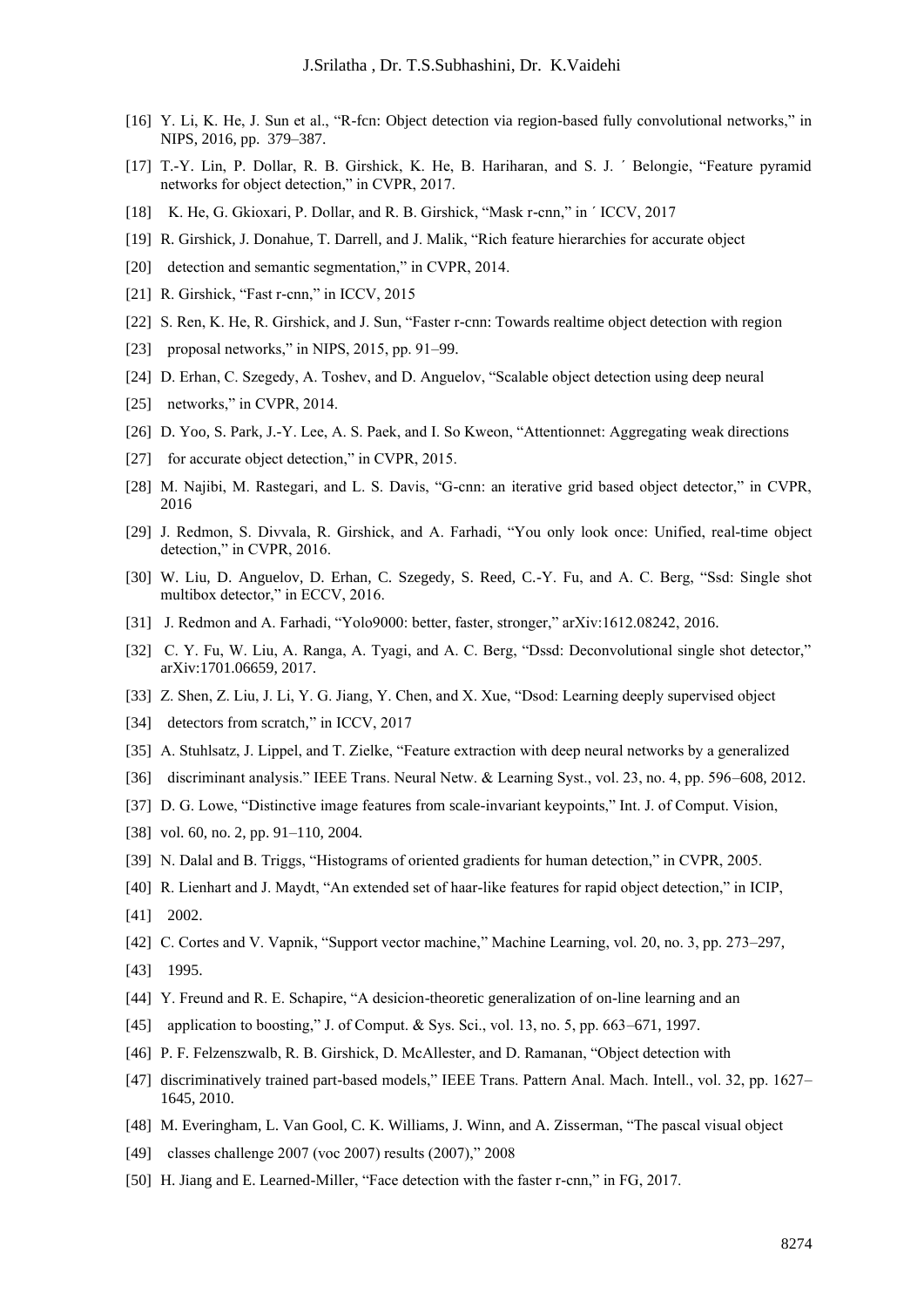[16] Y. Li, K. He, J. Sun et al., "R-fcn: Object detection via region-based fully convolutional networks," in NIPS, 2016, pp. 379–387.

[17] T.-Y. Lin, P. Dollar, R. B. Girshick, K. He, B. Hariharan, and S. J. ´ Belongie, "Feature pyramid networks for object detection," in CVPR, 2017.

[18] K. He, G. Gkioxari, P. Dollar, and R. B. Girshick, "Mask r-cnn," in ´ ICCV, 2017

[19] R. Girshick, J. Donahue, T. Darrell, and J. Malik, "Rich feature hierarchies for accurate object

[20] detection and semantic segmentation," in CVPR, 2014.

[21] R. Girshick, "Fast r-cnn," in ICCV, 2015

[22] S. Ren, K. He, R. Girshick, and J. Sun, "Faster r-cnn: Towards realtime object detection with region

[23] proposal networks," in NIPS, 2015, pp. 91–99.

[24] D. Erhan, C. Szegedy, A. Toshev, and D. Anguelov, "Scalable object detection using deep neural

[25] networks," in CVPR, 2014.

[26] D. Yoo, S. Park, J.-Y. Lee, A. S. Paek, and I. So Kweon, "Attentionnet: Aggregating weak directions

[27] for accurate object detection," in CVPR, 2015.

[28] M. Najibi, M. Rastegari, and L. S. Davis, "G-cnn: an iterative grid based object detector," in CVPR, 2016

[29] J. Redmon, S. Divvala, R. Girshick, and A. Farhadi, "You only look once: Unified, real-time object detection," in CVPR, 2016.

[30] W. Liu, D. Anguelov, D. Erhan, C. Szegedy, S. Reed, C.-Y. Fu, and A. C. Berg, "Ssd: Single shot multibox detector," in ECCV, 2016.

[31] J. Redmon and A. Farhadi, "Yolo9000: better, faster, stronger," arXiv:1612.08242, 2016.

[32] C. Y. Fu, W. Liu, A. Ranga, A. Tyagi, and A. C. Berg, "Dssd: Deconvolutional single shot detector," arXiv:1701.06659, 2017.

[33] Z. Shen, Z. Liu, J. Li, Y. G. Jiang, Y. Chen, and X. Xue, "Dsod: Learning deeply supervised object

[34] detectors from scratch," in ICCV, 2017

[35] A. Stuhlsatz, J. Lippel, and T. Zielke, "Feature extraction with deep neural networks by a generalized

[36] discriminant analysis." IEEE Trans. Neural Netw. & Learning Syst., vol. 23, no. 4, pp. 596–608, 2012.

[37] D. G. Lowe, "Distinctive image features from scale-invariant keypoints," Int. J. of Comput. Vision,

[38] vol. 60, no. 2, pp. 91–110, 2004.

[39] N. Dalal and B. Triggs, "Histograms of oriented gradients for human detection," in CVPR, 2005.

[40] R. Lienhart and J. Maydt, "An extended set of haar-like features for rapid object detection," in ICIP,

[41] 2002.

[42] C. Cortes and V. Vapnik, "Support vector machine," Machine Learning, vol. 20, no. 3, pp. 273–297,

[43] 1995.

[44] Y. Freund and R. E. Schapire, "A desicion-theoretic generalization of on-line learning and an

[45] application to boosting," J. of Comput. & Sys. Sci., vol. 13, no. 5, pp. 663–671, 1997.

[46] P. F. Felzenszwalb, R. B. Girshick, D. McAllester, and D. Ramanan, "Object detection with

[47] discriminatively trained part-based models," IEEE Trans. Pattern Anal. Mach. Intell., vol. 32, pp. 1627–1645, 2010.

[48] M. Everingham, L. Van Gool, C. K. Williams, J. Winn, and A. Zisserman, "The pascal visual object

[49] classes challenge 2007 (voc 2007) results (2007)," 2008

[50] H. Jiang and E. Learned-Miller, "Face detection with the faster r-cnn," in FG, 2017.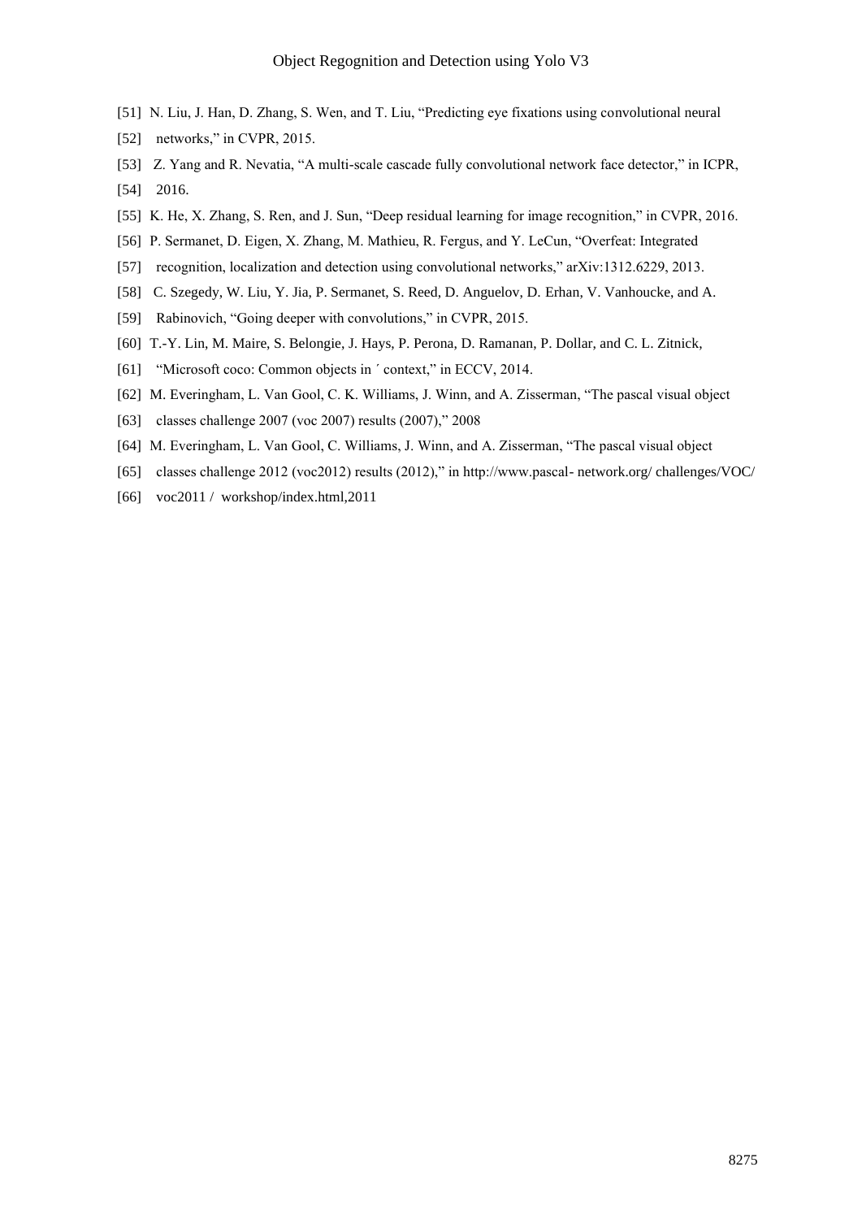[51] N. Liu, J. Han, D. Zhang, S. Wen, and T. Liu, "Predicting eye fixations using convolutional neural

[52] networks," in CVPR, 2015.

[53] Z. Yang and R. Nevatia, "A multi-scale cascade fully convolutional network face detector," in ICPR,

[54] 2016.

[55] K. He, X. Zhang, S. Ren, and J. Sun, "Deep residual learning for image recognition," in CVPR, 2016.

[56] P. Sermanet, D. Eigen, X. Zhang, M. Mathieu, R. Fergus, and Y. LeCun, "Overfeat: Integrated

[57] recognition, localization and detection using convolutional networks," arXiv:1312.6229, 2013.

[58] C. Szegedy, W. Liu, Y. Jia, P. Sermanet, S. Reed, D. Anguelov, D. Erhan, V. Vanhoucke, and A.

[59] Rabinovich, "Going deeper with convolutions," in CVPR, 2015.

[60] T.-Y. Lin, M. Maire, S. Belongie, J. Hays, P. Perona, D. Ramanan, P. Dollar, and C. L. Zitnick,

[61] "Microsoft coco: Common objects in ´ context," in ECCV, 2014.

[62] M. Everingham, L. Van Gool, C. K. Williams, J. Winn, and A. Zisserman, "The pascal visual object

[63] classes challenge 2007 (voc 2007) results (2007)," 2008

[64] M. Everingham, L. Van Gool, C. Williams, J. Winn, and A. Zisserman, "The pascal visual object

[65] classes challenge 2012 (voc2012) results (2012)," in http://www.pascal- network.org/ challenges/VOC/

[66] voc2011 / workshop/index.html,2011